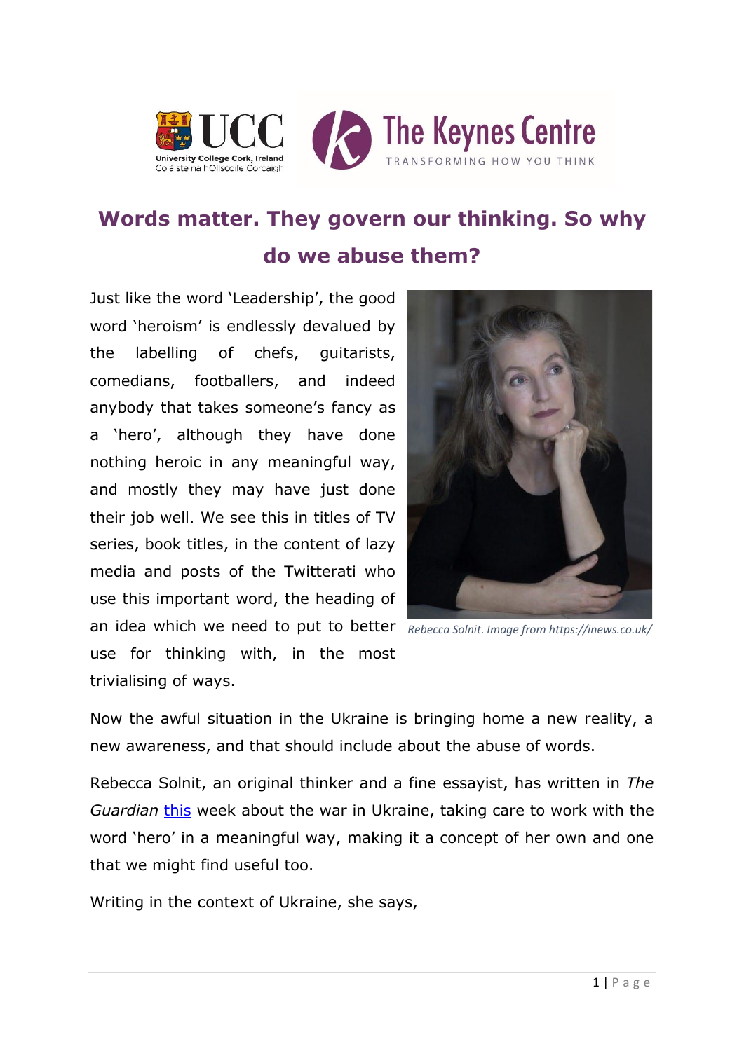# Words matter. They govern our thinking. So why do we abuse them?

Just like the word 'Leadership', the good word 'heroism' is endlessly devalued by the labelling of chefs, guitarists, comedians, footballers, and indeed anybody that takes someone's fancy as a 'hero', although they have done nothing heroic in any meaningful way, and mostly they may have just done their job well. We see this in titles of TV series, book titles, in the content of lazy media and posts of the Twitterati who use this important word, the heading of an idea which we need to put to better use for thinking with, in the most trivialising of ways.

*Rebecca Solnit. Image from https://inews.co.uk/*

Now the awful situation in the Ukraine is bringing home a new reality, a new awareness, and that should include about the abuse of words.

Rebecca Solnit, an original thinker and a fine essayist, has written in *The Guardian* [this](this) week about the war in Ukraine, taking care to work with the word 'hero' in a meaningful way, making it a concept of her own and one that we might find useful too.

Writing in the context of Ukraine, she says,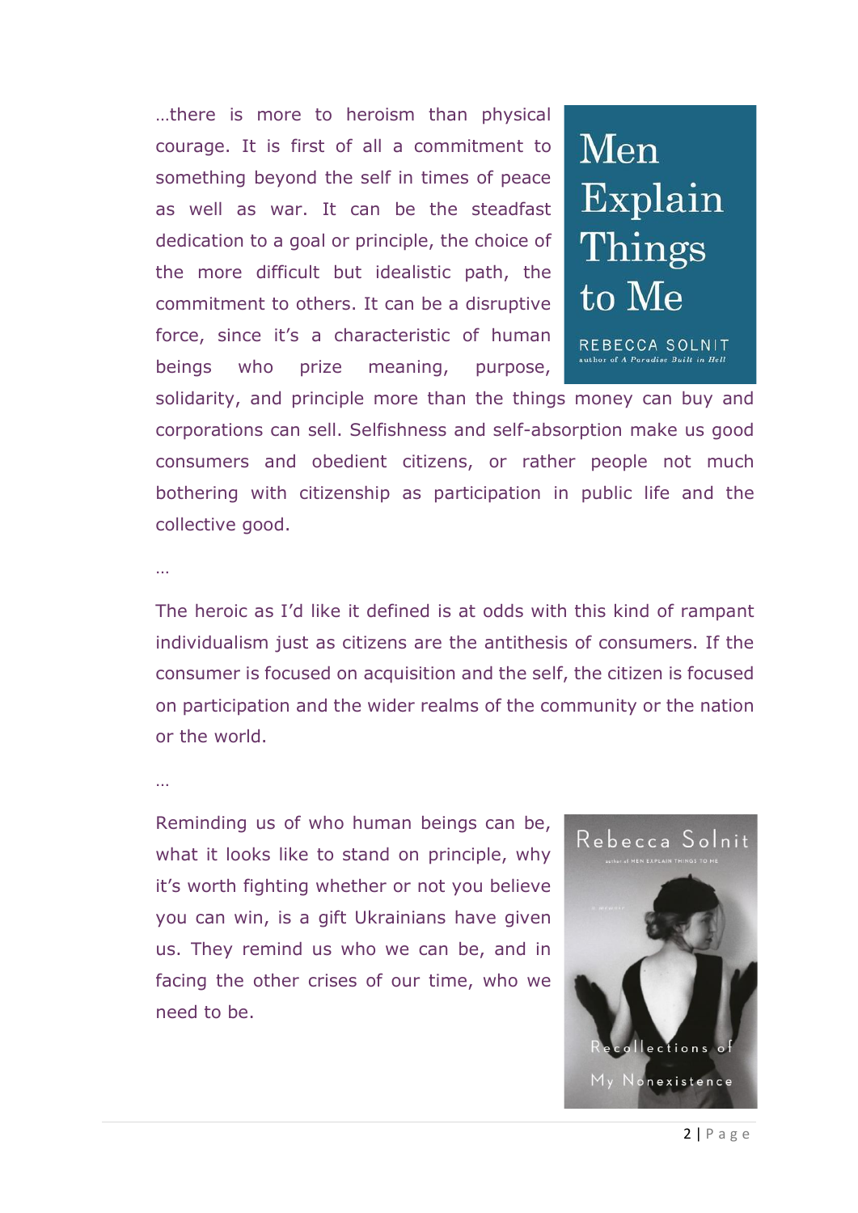…there is more to heroism than physical courage. It is first of all a commitment to something beyond the self in times of peace as well as war. It can be the steadfast dedication to a goal or principle, the choice of the more difficult but idealistic path, the commitment to others. It can be a disruptive force, since it's a characteristic of human beings who prize meaning, purpose, solidarity, and principle more than the things money can buy and corporations can sell. Selfishness and self-absorption make us good consumers and obedient citizens, or rather people not much bothering with citizenship as participation in public life and the collective good.

…

The heroic as I'd like it defined is at odds with this kind of rampant individualism just as citizens are the antithesis of consumers. If the consumer is focused on acquisition and the self, the citizen is focused on participation and the wider realms of the community or the nation or the world.

…

Reminding us of who human beings can be, what it looks like to stand on principle, why it's worth fighting whether or not you believe you can win, is a gift Ukrainians have given us. They remind us who we can be, and in facing the other crises of our time, who we need to be.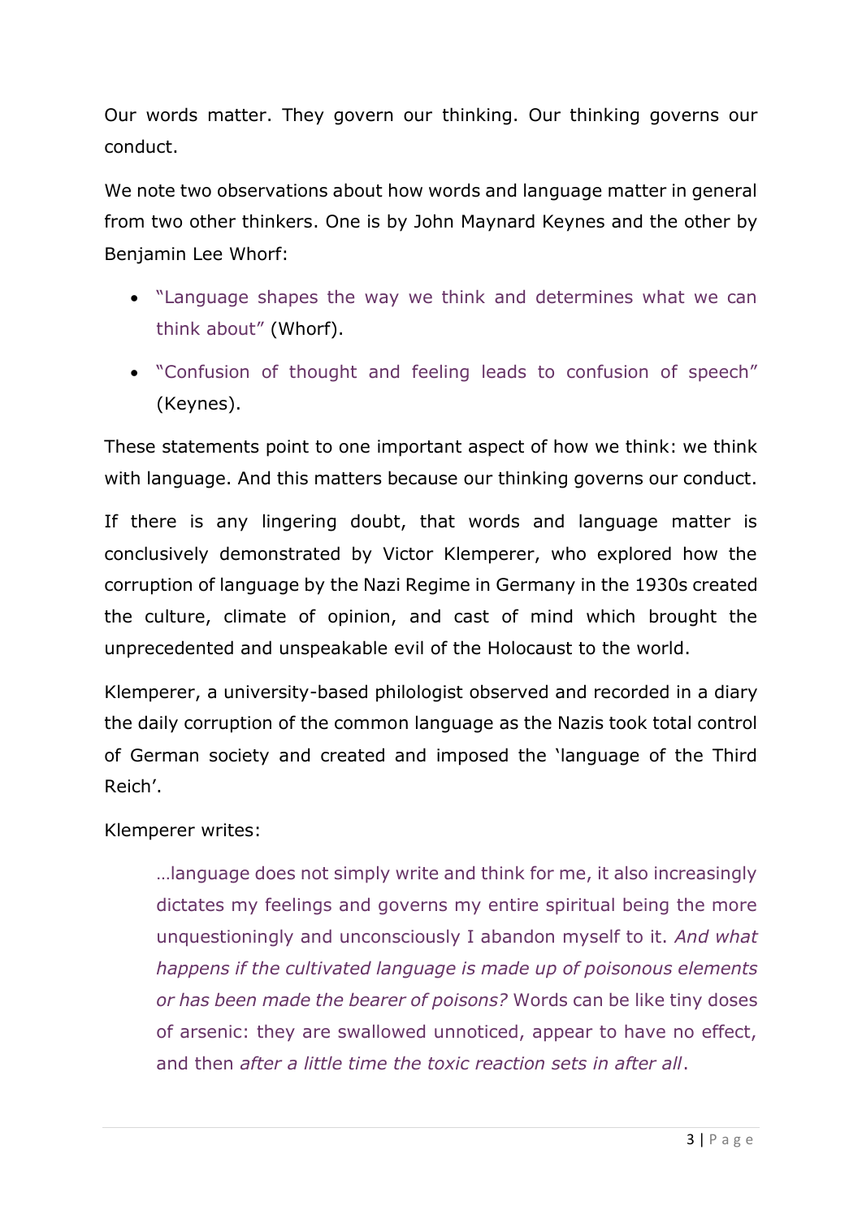Our words matter. They govern our thinking. Our thinking governs our conduct.

We note two observations about how words and language matter in general from two other thinkers. One is by John Maynard Keynes and the other by Benjamin Lee Whorf:

- "Language shapes the way we think and determines what we can think about" (Whorf).
- "Confusion of thought and feeling leads to confusion of speech" (Keynes).

These statements point to one important aspect of how we think: we think with language. And this matters because our thinking governs our conduct.

If there is any lingering doubt, that words and language matter is conclusively demonstrated by Victor Klemperer, who explored how the corruption of language by the Nazi Regime in Germany in the 1930s created the culture, climate of opinion, and cast of mind which brought the unprecedented and unspeakable evil of the Holocaust to the world.

Klemperer, a university-based philologist observed and recorded in a diary the daily corruption of the common language as the Nazis took total control of German society and created and imposed the 'language of the Third Reich'.

Klemperer writes:

> …language does not simply write and think for me, it also increasingly dictates my feelings and governs my entire spiritual being the more unquestioningly and unconsciously I abandon myself to it. *And what happens if the cultivated language is made up of poisonous elements or has been made the bearer of poisons?* Words can be like tiny doses of arsenic: they are swallowed unnoticed, appear to have no effect, and then *after a little time the toxic reaction sets in after all*.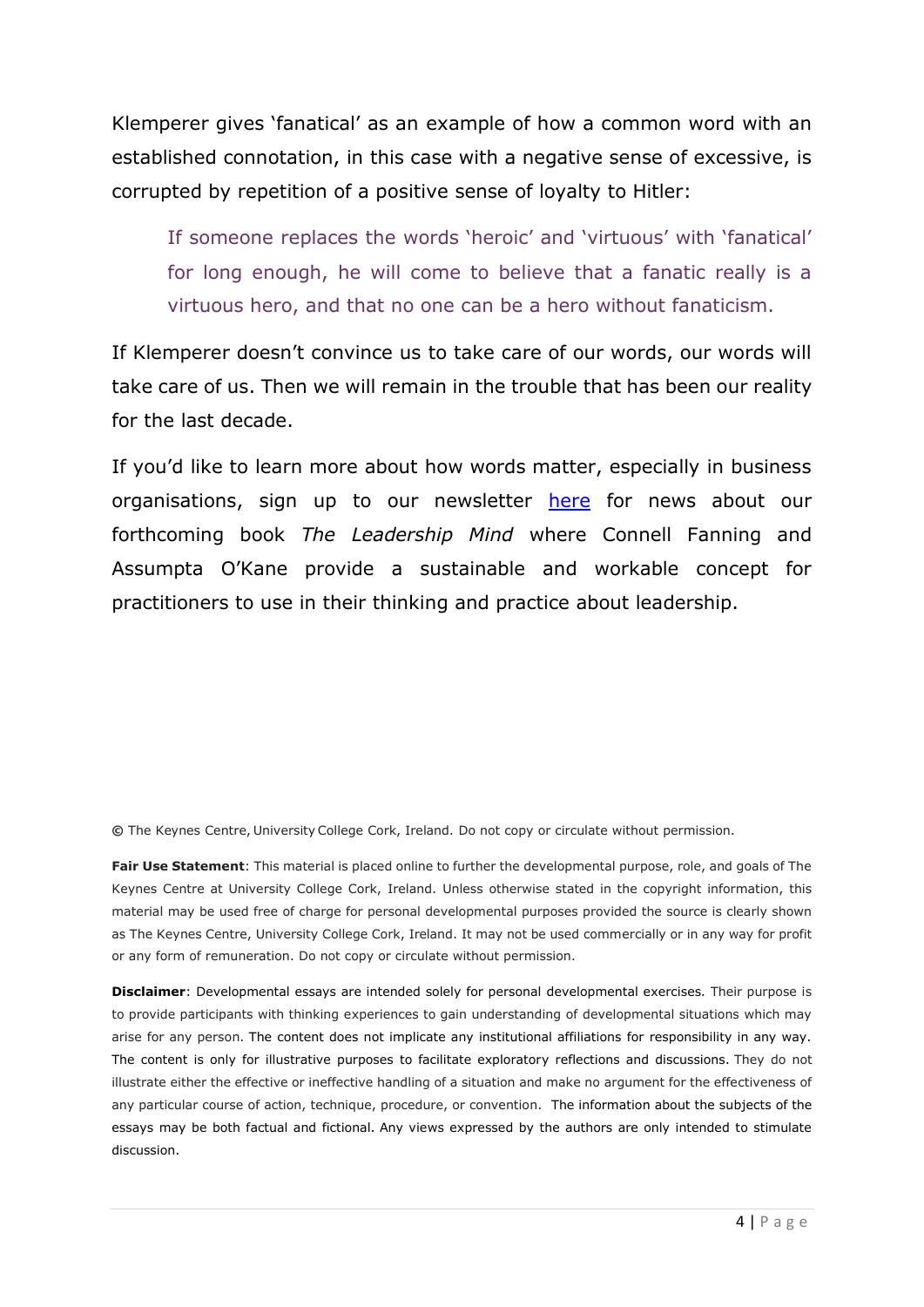Klemperer gives 'fanatical' as an example of how a common word with an established connotation, in this case with a negative sense of excessive, is corrupted by repetition of a positive sense of loyalty to Hitler:

> If someone replaces the words 'heroic' and 'virtuous' with 'fanatical' for long enough, he will come to believe that a fanatic really is a virtuous hero, and that no one can be a hero without fanaticism.

If Klemperer doesn't convince us to take care of our words, our words will take care of us. Then we will remain in the trouble that has been our reality for the last decade.

If you'd like to learn more about how words matter, especially in business organisations, sign up to our newsletter here for news about our forthcoming book *The Leadership Mind* where Connell Fanning and Assumpta O'Kane provide a sustainable and workable concept for practitioners to use in their thinking and practice about leadership.

© The Keynes Centre, University College Cork, Ireland. Do not copy or circulate without permission.

**Fair Use Statement**: This material is placed online to further the developmental purpose, role, and goals of The Keynes Centre at University College Cork, Ireland. Unless otherwise stated in the copyright information, this material may be used free of charge for personal developmental purposes provided the source is clearly shown as The Keynes Centre, University College Cork, Ireland. It may not be used commercially or in any way for profit or any form of remuneration. Do not copy or circulate without permission.

**Disclaimer**: Developmental essays are intended solely for personal developmental exercises. Their purpose is to provide participants with thinking experiences to gain understanding of developmental situations which may arise for any person. The content does not implicate any institutional affiliations for responsibility in any way. The content is only for illustrative purposes to facilitate exploratory reflections and discussions. They do not illustrate either the effective or ineffective handling of a situation and make no argument for the effectiveness of any particular course of action, technique, procedure, or convention. The information about the subjects of the essays may be both factual and fictional. Any views expressed by the authors are only intended to stimulate discussion.